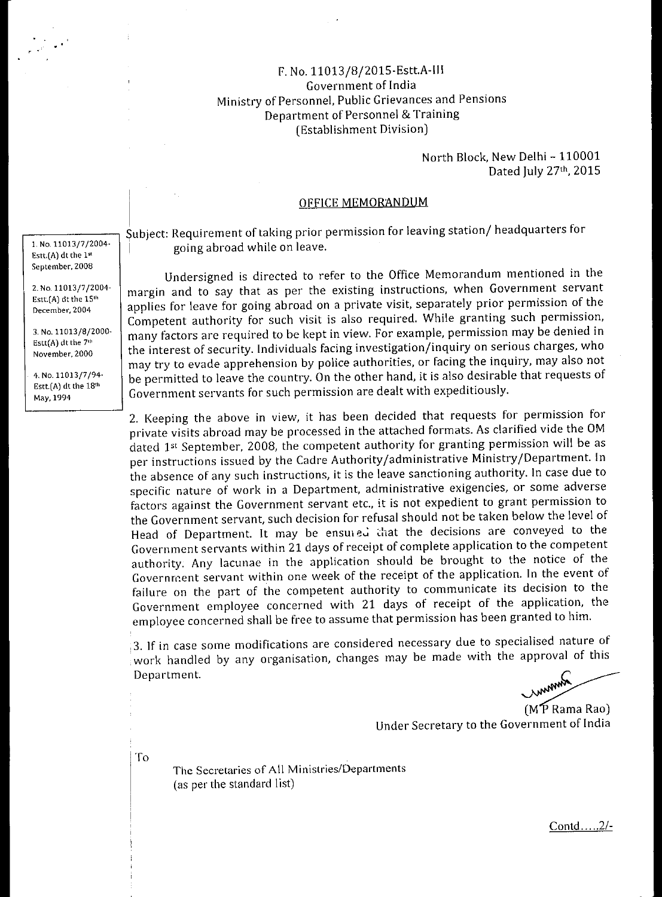F. No. 11013/8/2015-Estt.A-III
Government of India
Ministry of Personnel, Public Grievances and Pensions
Department of Personnel & Training
(Establishment Division)

North Block, New Delhi – 110001
Dated July 27th, 2015

## OFFICE MEMORANDUM

1. No. 11013/7/2004-Estt.(A) dt the 1st September, 2008
2. No. 11013/7/2004-Estt.(A) dt the 15th December, 2004
3. No. 11013/8/2000-Estt(A) dt the 7th November, 2000
4. No. 11013/7/94-Estt.(A) dt the 18th May, 1994

Subject: Requirement of taking prior permission for leaving station/ headquarters for going abroad while on leave.

Undersigned is directed to refer to the Office Memorandum mentioned in the margin and to say that as per the existing instructions, when Government servant applies for leave for going abroad on a private visit, separately prior permission of the Competent authority for such visit is also required. While granting such permission, many factors are required to be kept in view. For example, permission may be denied in the interest of security. Individuals facing investigation/inquiry on serious charges, who may try to evade apprehension by police authorities, or facing the inquiry, may also not be permitted to leave the country. On the other hand, it is also desirable that requests of Government servants for such permission are dealt with expeditiously.

2. Keeping the above in view, it has been decided that requests for permission for private visits abroad may be processed in the attached formats. As clarified vide the OM dated 1st September, 2008, the competent authority for granting permission will be as per instructions issued by the Cadre Authority/administrative Ministry/Department. In the absence of any such instructions, it is the leave sanctioning authority. In case due to specific nature of work in a Department, administrative exigencies, or some adverse factors against the Government servant etc., it is not expedient to grant permission to the Government servant, such decision for refusal should not be taken below the level of Head of Department. It may be ensured that the decisions are conveyed to the Government servants within 21 days of receipt of complete application to the competent authority. Any lacunae in the application should be brought to the notice of the Government servant within one week of the receipt of the application. In the event of failure on the part of the competent authority to communicate its decision to the Government employee concerned with 21 days of receipt of the application, the employee concerned shall be free to assume that permission has been granted to him.

3. If in case some modifications are considered necessary due to specialised nature of work handled by any organisation, changes may be made with the approval of this Department.

(M P Rama Rao)
Under Secretary to the Government of India

To

The Secretaries of All Ministries/Departments
(as per the standard list)

Contd.....2/-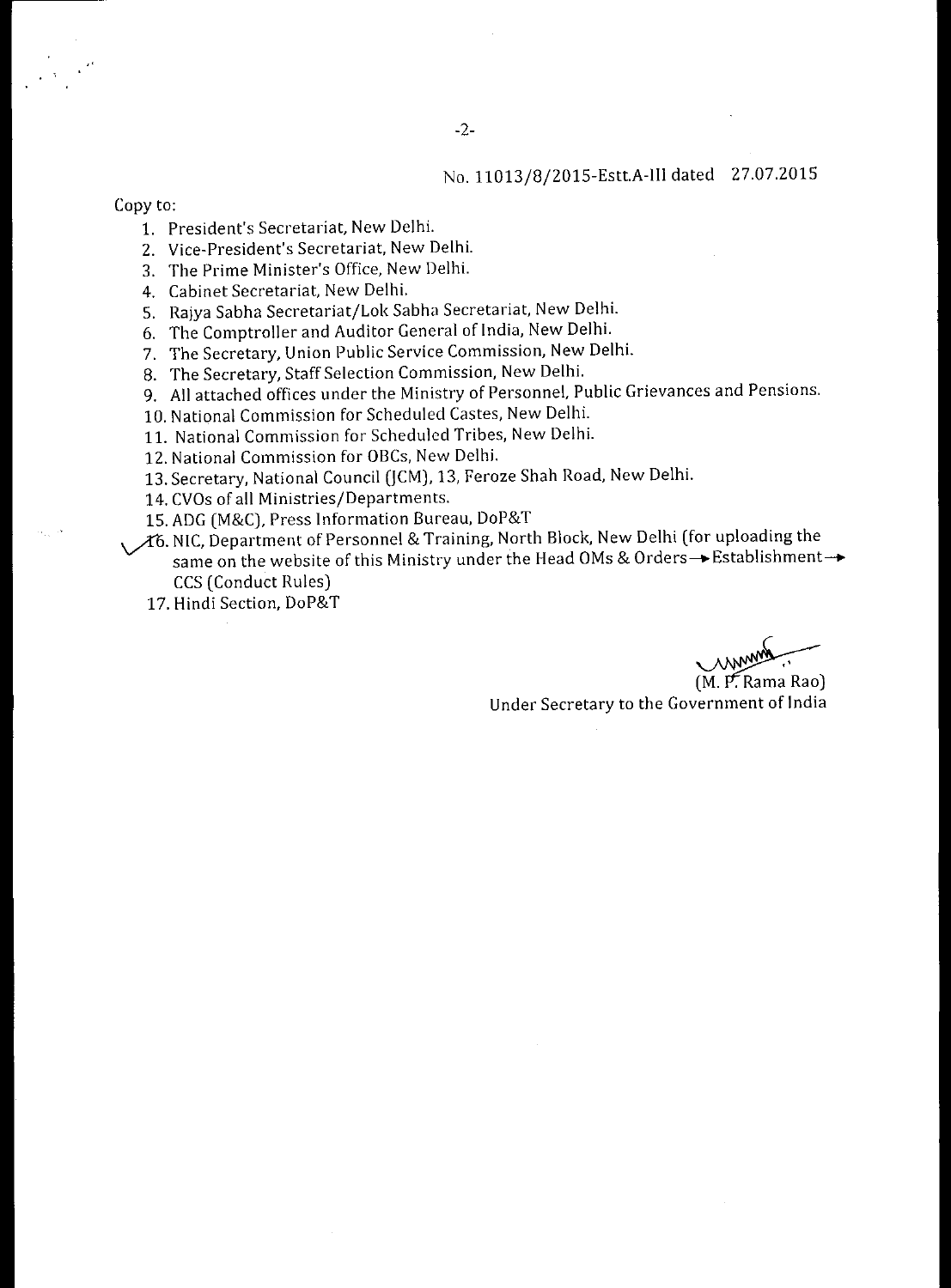No. 11013/8/2015-Estt.A-III dated 27.07.2015

Copy to:

1. President's Secretariat, New Delhi.
2. Vice-President's Secretariat, New Delhi.
3. The Prime Minister's Office, New Delhi.
4. Cabinet Secretariat, New Delhi.
5. Rajya Sabha Secretariat/Lok Sabha Secretariat, New Delhi.
6. The Comptroller and Auditor General of India, New Delhi.
7. The Secretary, Union Public Service Commission, New Delhi.
8. The Secretary, Staff Selection Commission, New Delhi.
9. All attached offices under the Ministry of Personnel, Public Grievances and Pensions.
10. National Commission for Scheduled Castes, New Delhi.
11. National Commission for Scheduled Tribes, New Delhi.
12. National Commission for OBCs, New Delhi.
13. Secretary, National Council (JCM), 13, Feroze Shah Road, New Delhi.
14. CVOs of all Ministries/Departments.
15. ADG (M&C), Press Information Bureau, DoP&T
16. NIC, Department of Personnel & Training, North Block, New Delhi (for uploading the same on the website of this Ministry under the Head OMs & Orders→Establishment→ CCS (Conduct Rules)
17. Hindi Section, DoP&T

(M. P. Rama Rao)
Under Secretary to the Government of India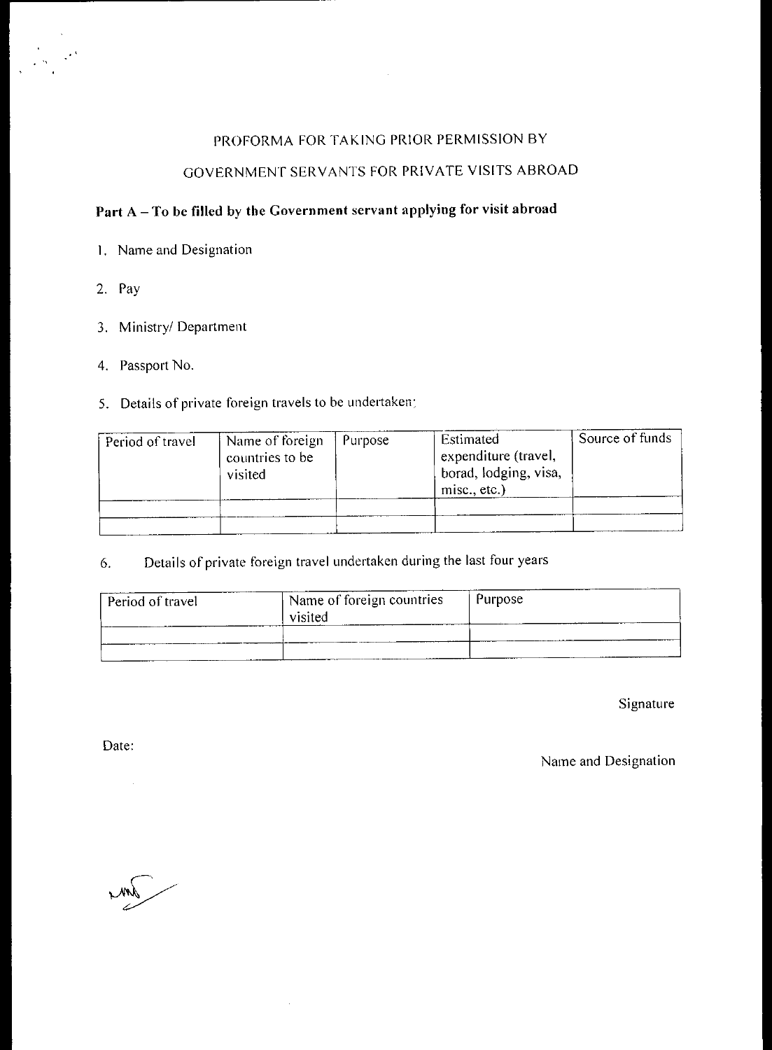PROFORMA FOR TAKING PRIOR PERMISSION BY

GOVERNMENT SERVANTS FOR PRIVATE VISITS ABROAD

**Part A – To be filled by the Government servant applying for visit abroad**

1. Name and Designation
2. Pay
3. Ministry/ Department
4. Passport No.
5. Details of private foreign travels to be undertaken:

| Period of travel | Name of foreign countries to be visited | Purpose | Estimated expenditure (travel, borad, lodging, visa, misc., etc.) | Source of funds |
|---|---|---|---|---|
| | | | | |
| | | | | |

6. Details of private foreign travel undertaken during the last four years

| Period of travel | Name of foreign countries visited | Purpose |
|---|---|---|
| | | |
| | | |

Signature

Date:

Name and Designation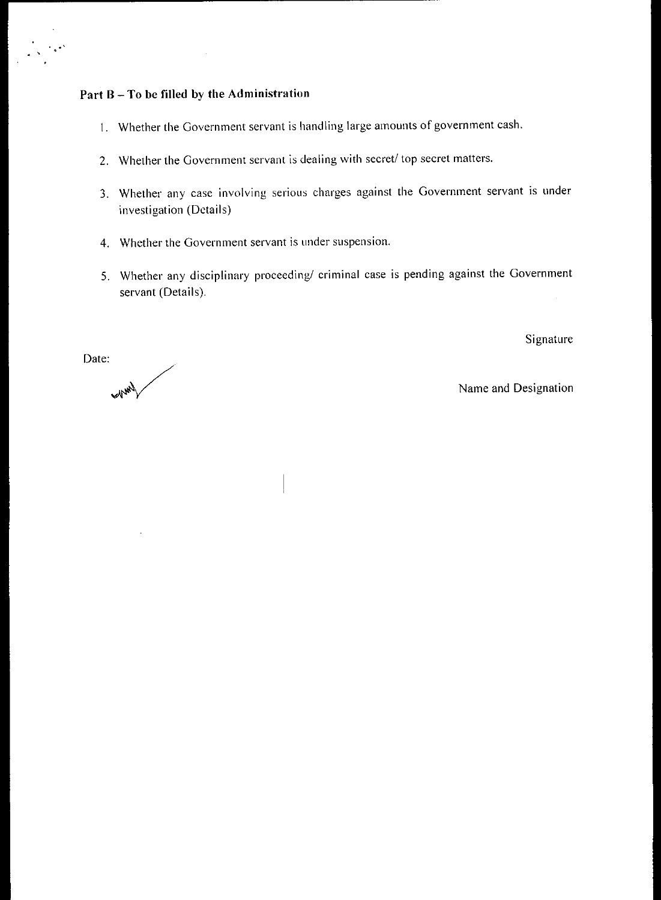**Part B – To be filled by the Administration**

1. Whether the Government servant is handling large amounts of government cash.
2. Whether the Government servant is dealing with secret/ top secret matters.
3. Whether any case involving serious charges against the Government servant is under investigation (Details)
4. Whether the Government servant is under suspension.
5. Whether any disciplinary proceeding/ criminal case is pending against the Government servant (Details).

Signature

Date:

Name and Designation